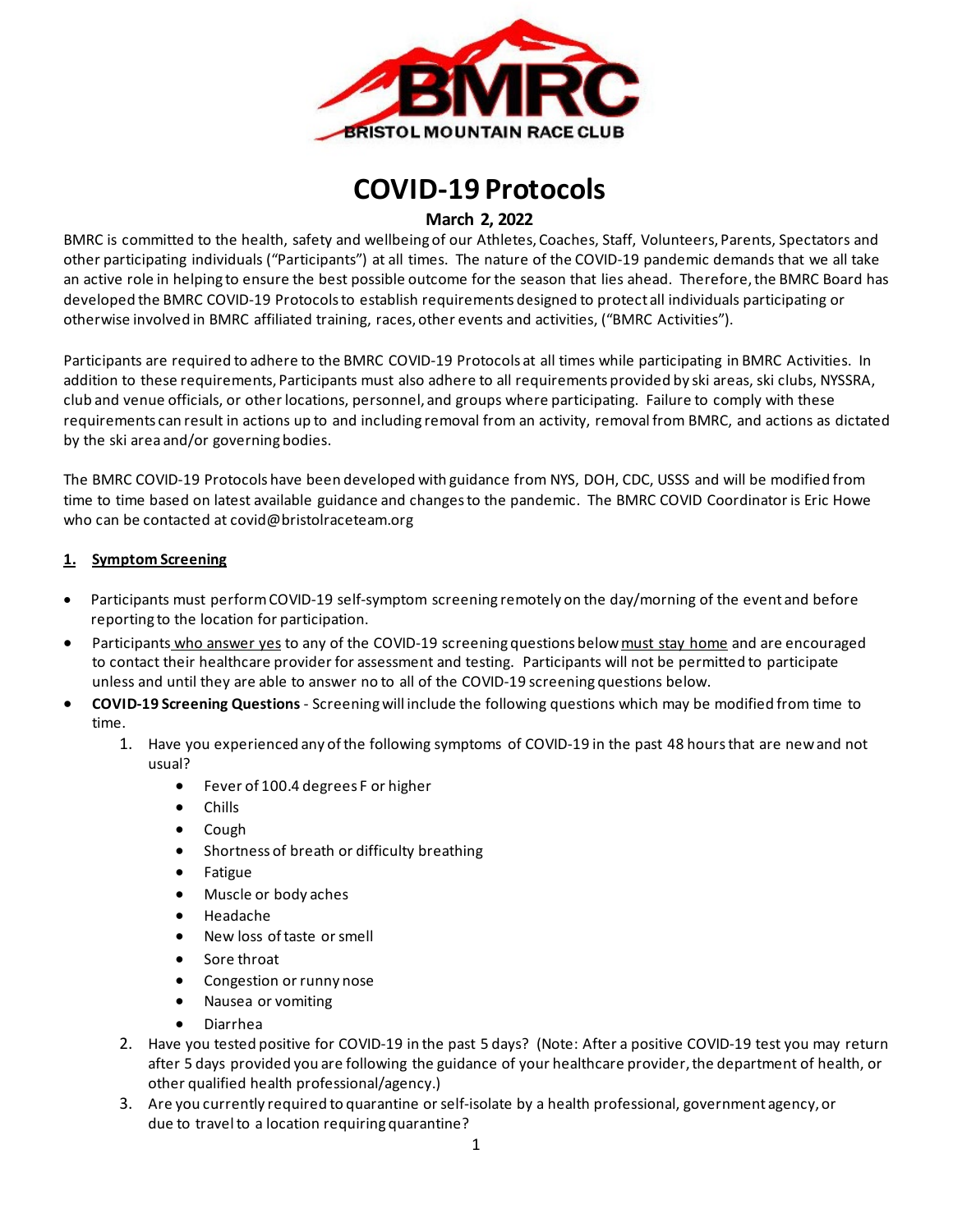# COVID-19 Protocols

**March 2, 2022**

BMRC is committed to the health, safety and wellbeing of our Athletes, Coaches, Staff, Volunteers, Parents, Spectators and other participating individuals ("Participants") at all times. The nature of the COVID-19 pandemic demands that we all take an active role in helping to ensure the best possible outcome for the season that lies ahead. Therefore, the BMRC Board has developed the BMRC COVID-19 Protocols to establish requirements designed to protect all individuals participating or otherwise involved in BMRC affiliated training, races, other events and activities, ("BMRC Activities").

Participants are required to adhere to the BMRC COVID-19 Protocols at all times while participating in BMRC Activities. In addition to these requirements, Participants must also adhere to all requirements provided by ski areas, ski clubs, NYSSRA, club and venue officials, or other locations, personnel, and groups where participating. Failure to comply with these requirements can result in actions up to and including removal from an activity, removal from BMRC, and actions as dictated by the ski area and/or governing bodies.

The BMRC COVID-19 Protocols have been developed with guidance from NYS, DOH, CDC, USSS and will be modified from time to time based on latest available guidance and changes to the pandemic. The BMRC COVID Coordinator is Eric Howe who can be contacted at covid@bristolraceteam.org

## 1. Symptom Screening

- Participants must perform COVID-19 self-symptom screening remotely on the day/morning of the event and before reporting to the location for participation.
- Participants who answer yes to any of the COVID-19 screening questions below must stay home and are encouraged to contact their healthcare provider for assessment and testing. Participants will not be permitted to participate unless and until they are able to answer no to all of the COVID-19 screening questions below.
- **COVID-19 Screening Questions** - Screening will include the following questions which may be modified from time to time.
    1. Have you experienced any of the following symptoms of COVID-19 in the past 48 hours that are new and not usual?
        - Fever of 100.4 degrees F or higher
        - Chills
        - Cough
        - Shortness of breath or difficulty breathing
        - Fatigue
        - Muscle or body aches
        - Headache
        - New loss of taste or smell
        - Sore throat
        - Congestion or runny nose
        - Nausea or vomiting
        - Diarrhea
    2. Have you tested positive for COVID-19 in the past 5 days? (Note: After a positive COVID-19 test you may return after 5 days provided you are following the guidance of your healthcare provider, the department of health, or other qualified health professional/agency.)
    3. Are you currently required to quarantine or self-isolate by a health professional, government agency, or due to travel to a location requiring quarantine?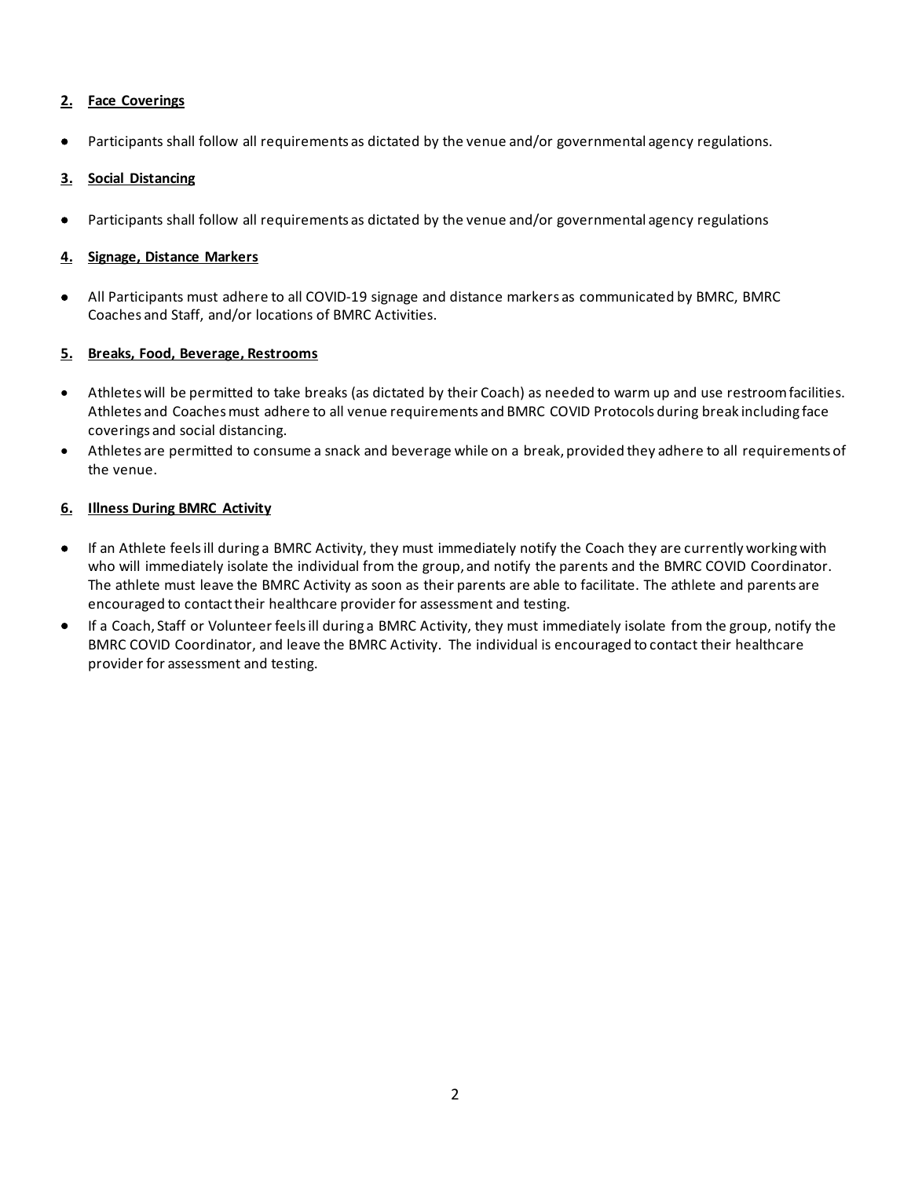## 2. Face Coverings

- Participants shall follow all requirements as dictated by the venue and/or governmental agency regulations.

## 3. Social Distancing

- Participants shall follow all requirements as dictated by the venue and/or governmental agency regulations

## 4. Signage, Distance Markers

- All Participants must adhere to all COVID-19 signage and distance markers as communicated by BMRC, BMRC Coaches and Staff, and/or locations of BMRC Activities.

## 5. Breaks, Food, Beverage, Restrooms

- Athletes will be permitted to take breaks (as dictated by their Coach) as needed to warm up and use restroom facilities. Athletes and Coaches must adhere to all venue requirements and BMRC COVID Protocols during break including face coverings and social distancing.
- Athletes are permitted to consume a snack and beverage while on a break, provided they adhere to all requirements of the venue.

## 6. Illness During BMRC Activity

- If an Athlete feels ill during a BMRC Activity, they must immediately notify the Coach they are currently working with who will immediately isolate the individual from the group, and notify the parents and the BMRC COVID Coordinator. The athlete must leave the BMRC Activity as soon as their parents are able to facilitate. The athlete and parents are encouraged to contact their healthcare provider for assessment and testing.
- If a Coach, Staff or Volunteer feels ill during a BMRC Activity, they must immediately isolate from the group, notify the BMRC COVID Coordinator, and leave the BMRC Activity. The individual is encouraged to contact their healthcare provider for assessment and testing.